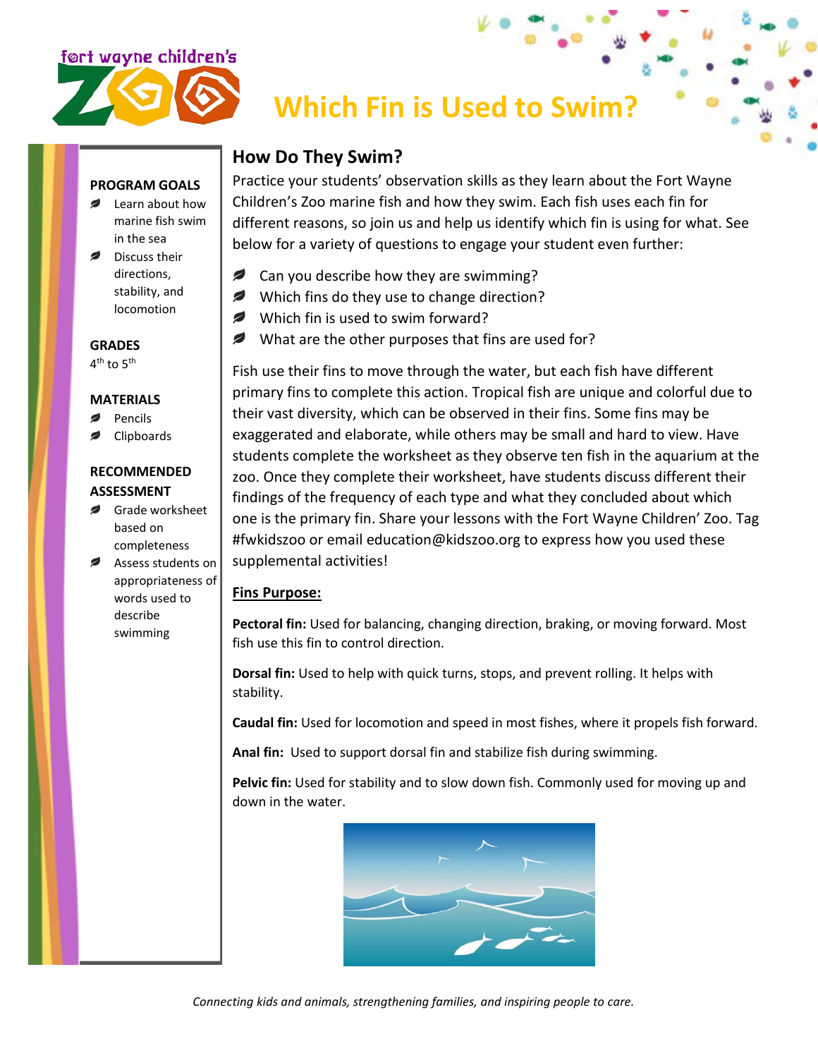fort wayne children's ZOO

# Which Fin is Used to Swim?

**PROGRAM GOALS**

- Learn about how marine fish swim in the sea
- Discuss their directions, stability, and locomotion

**GRADES**

4th to 5th

**MATERIALS**

- Pencils
- Clipboards

**RECOMMENDED ASSESSMENT**

- Grade worksheet based on completeness
- Assess students on appropriateness of words used to describe swimming

## How Do They Swim?

Practice your students' observation skills as they learn about the Fort Wayne Children's Zoo marine fish and how they swim. Each fish uses each fin for different reasons, so join us and help us identify which fin is using for what. See below for a variety of questions to engage your student even further:

- Can you describe how they are swimming?
- Which fins do they use to change direction?
- Which fin is used to swim forward?
- What are the other purposes that fins are used for?

Fish use their fins to move through the water, but each fish have different primary fins to complete this action. Tropical fish are unique and colorful due to their vast diversity, which can be observed in their fins. Some fins may be exaggerated and elaborate, while others may be small and hard to view. Have students complete the worksheet as they observe ten fish in the aquarium at the zoo. Once they complete their worksheet, have students discuss different their findings of the frequency of each type and what they concluded about which one is the primary fin. Share your lessons with the Fort Wayne Children' Zoo. Tag #fwkidszoo or email education@kidszoo.org to express how you used these supplemental activities!

**Fins Purpose:**

**Pectoral fin:** Used for balancing, changing direction, braking, or moving forward. Most fish use this fin to control direction.

**Dorsal fin:** Used to help with quick turns, stops, and prevent rolling. It helps with stability.

**Caudal fin:** Used for locomotion and speed in most fishes, where it propels fish forward.

**Anal fin:** Used to support dorsal fin and stabilize fish during swimming.

**Pelvic fin:** Used for stability and to slow down fish. Commonly used for moving up and down in the water.

*Connecting kids and animals, strengthening families, and inspiring people to care.*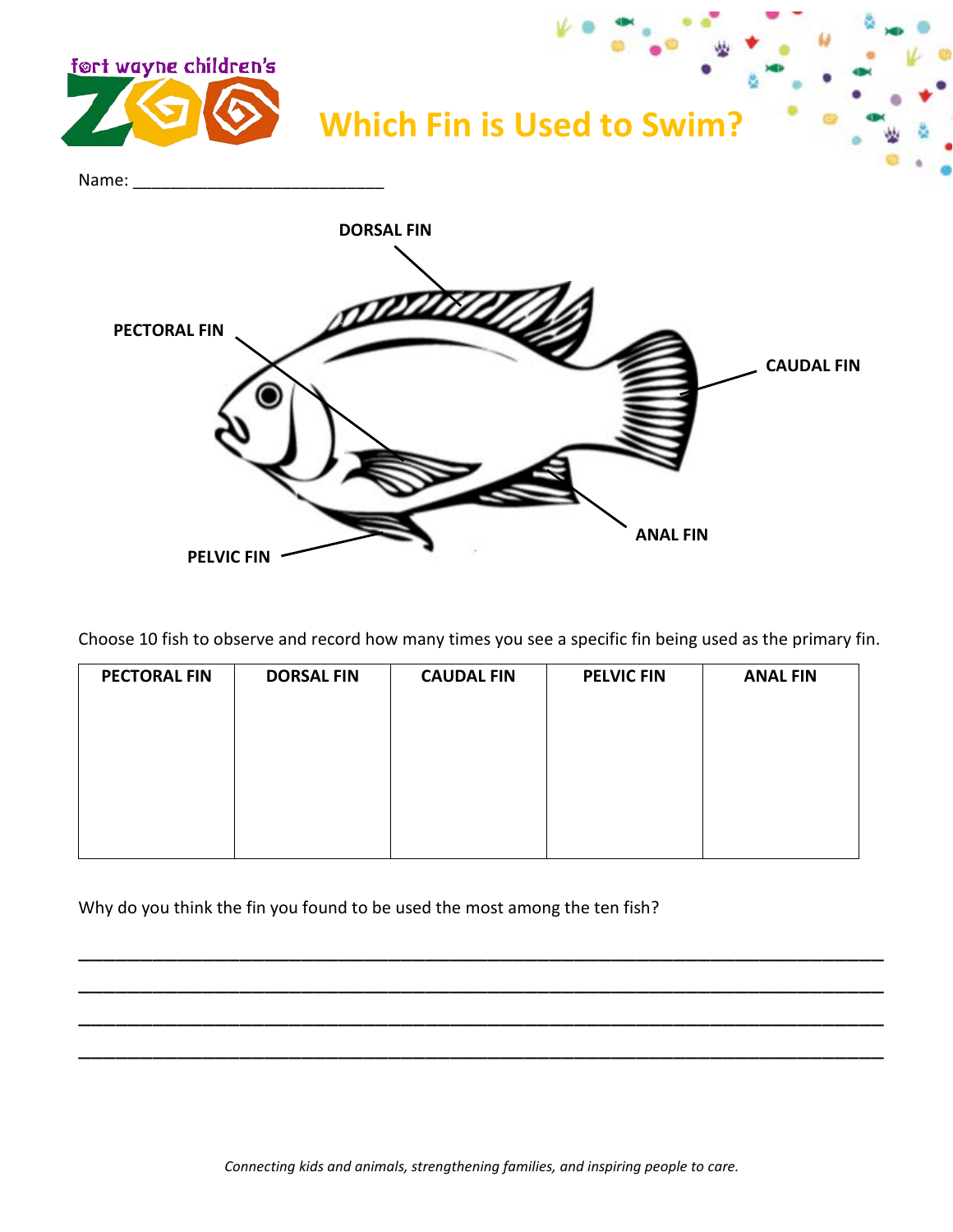# Which Fin is Used to Swim?

Name: ___________________________

DORSAL FIN

PECTORAL FIN

CAUDAL FIN

ANAL FIN

PELVIC FIN

Choose 10 fish to observe and record how many times you see a specific fin being used as the primary fin.

| PECTORAL FIN | DORSAL FIN | CAUDAL FIN | PELVIC FIN | ANAL FIN |
|---|---|---|---|---|
| | | | | |

Why do you think the fin you found to be used the most among the ten fish?

_______________________________________________________________________________

_______________________________________________________________________________

_______________________________________________________________________________

_______________________________________________________________________________

*Connecting kids and animals, strengthening families, and inspiring people to care.*